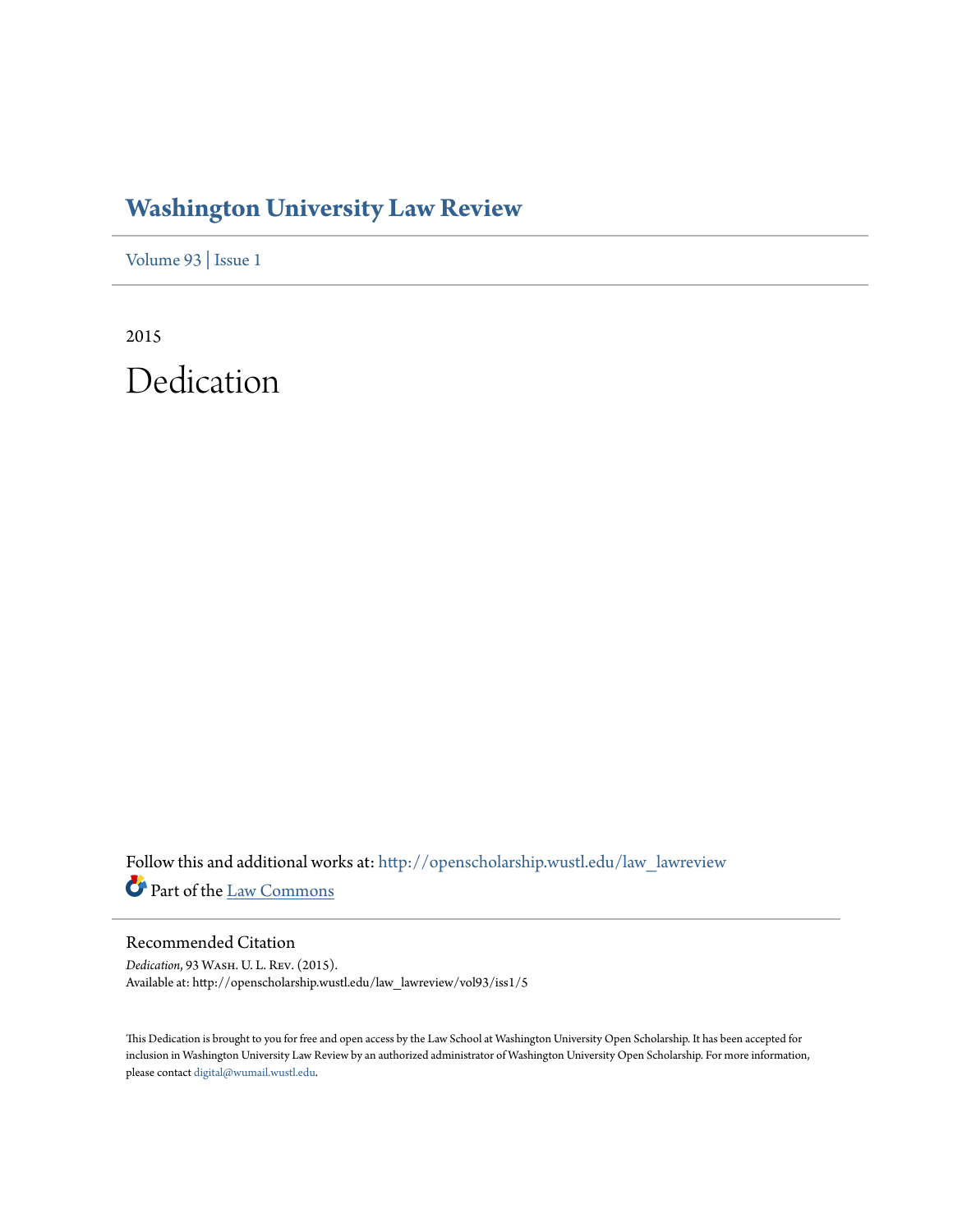# Washington University Law Review

Volume 93 | Issue 1

2015

## Dedication

Follow this and additional works at: http://openscholarship.wustl.edu/law_lawreview

Part of the Law Commons

### Recommended Citation

*Dedication*, 93 Wash. U. L. Rev. (2015).
Available at: http://openscholarship.wustl.edu/law_lawreview/vol93/iss1/5

This Dedication is brought to you for free and open access by the Law School at Washington University Open Scholarship. It has been accepted for inclusion in Washington University Law Review by an authorized administrator of Washington University Open Scholarship. For more information, please contact digital@wumail.wustl.edu.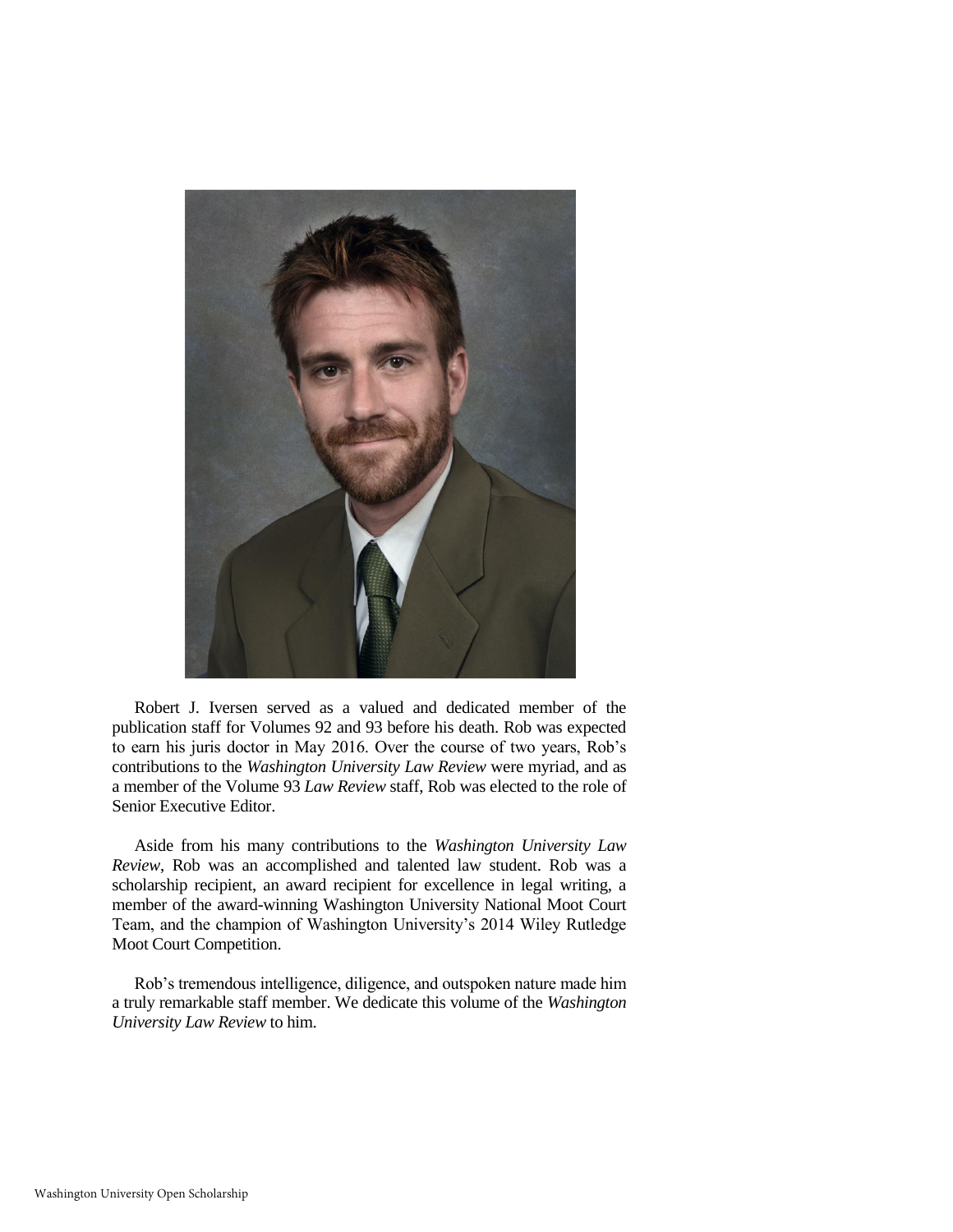Robert J. Iversen served as a valued and dedicated member of the publication staff for Volumes 92 and 93 before his death. Rob was expected to earn his juris doctor in May 2016. Over the course of two years, Rob's contributions to the *Washington University Law Review* were myriad, and as a member of the Volume 93 *Law Review* staff, Rob was elected to the role of Senior Executive Editor.

Aside from his many contributions to the *Washington University Law Review*, Rob was an accomplished and talented law student. Rob was a scholarship recipient, an award recipient for excellence in legal writing, a member of the award-winning Washington University National Moot Court Team, and the champion of Washington University's 2014 Wiley Rutledge Moot Court Competition.

Rob's tremendous intelligence, diligence, and outspoken nature made him a truly remarkable staff member. We dedicate this volume of the *Washington University Law Review* to him.